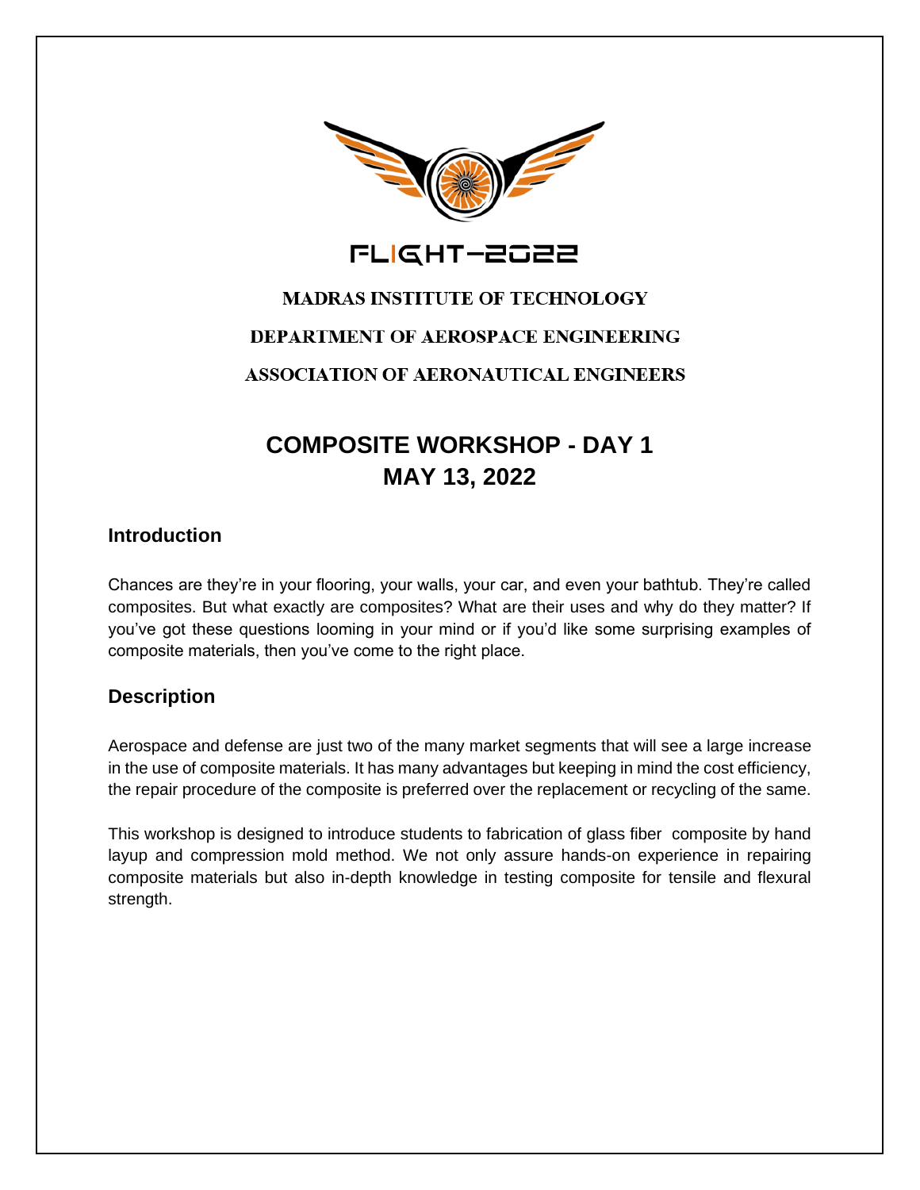FLIGHT-2022

**MADRAS INSTITUTE OF TECHNOLOGY**

**DEPARTMENT OF AEROSPACE ENGINEERING**

**ASSOCIATION OF AERONAUTICAL ENGINEERS**

# COMPOSITE WORKSHOP - DAY 1
# MAY 13, 2022

## Introduction

Chances are they're in your flooring, your walls, your car, and even your bathtub. They're called composites. But what exactly are composites? What are their uses and why do they matter? If you've got these questions looming in your mind or if you'd like some surprising examples of composite materials, then you've come to the right place.

## Description

Aerospace and defense are just two of the many market segments that will see a large increase in the use of composite materials. It has many advantages but keeping in mind the cost efficiency, the repair procedure of the composite is preferred over the replacement or recycling of the same.

This workshop is designed to introduce students to fabrication of glass fiber composite by hand layup and compression mold method. We not only assure hands-on experience in repairing composite materials but also in-depth knowledge in testing composite for tensile and flexural strength.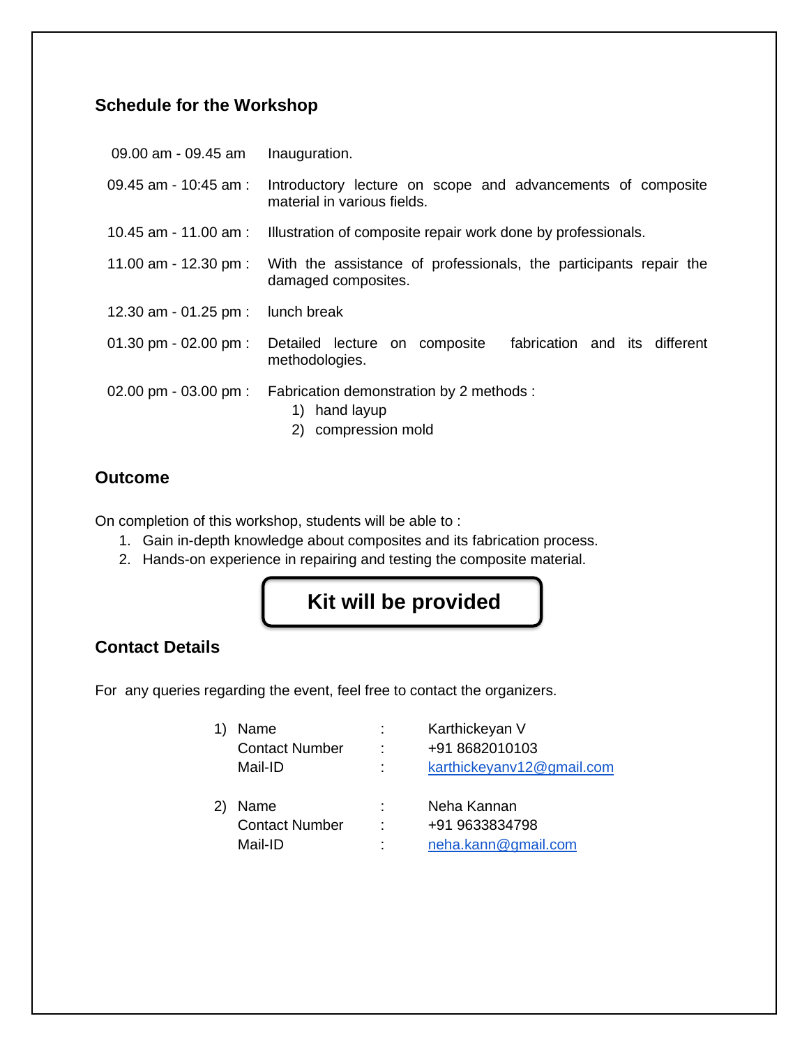## Schedule for the Workshop

| | |
|---|---|
| 09.00 am - 09.45 am | Inauguration. |
| 09.45 am - 10:45 am : | Introductory lecture on scope and advancements of composite material in various fields. |
| 10.45 am - 11.00 am : | Illustration of composite repair work done by professionals. |
| 11.00 am - 12.30 pm : | With the assistance of professionals, the participants repair the damaged composites. |
| 12.30 am - 01.25 pm : | lunch break |
| 01.30 pm - 02.00 pm : | Detailed lecture on composite fabrication and its different methodologies. |
| 02.00 pm - 03.00 pm : | Fabrication demonstration by 2 methods : 1) hand layup 2) compression mold |

## Outcome

On completion of this workshop, students will be able to :

1. Gain in-depth knowledge about composites and its fabrication process.
2. Hands-on experience in repairing and testing the composite material.

**Kit will be provided**

## Contact Details

For any queries regarding the event, feel free to contact the organizers.

1) Name : Karthickeyan V
   Contact Number : +91 8682010103
   Mail-ID : karthickeyanv12@gmail.com

2) Name : Neha Kannan
   Contact Number : +91 9633834798
   Mail-ID : neha.kann@gmail.com